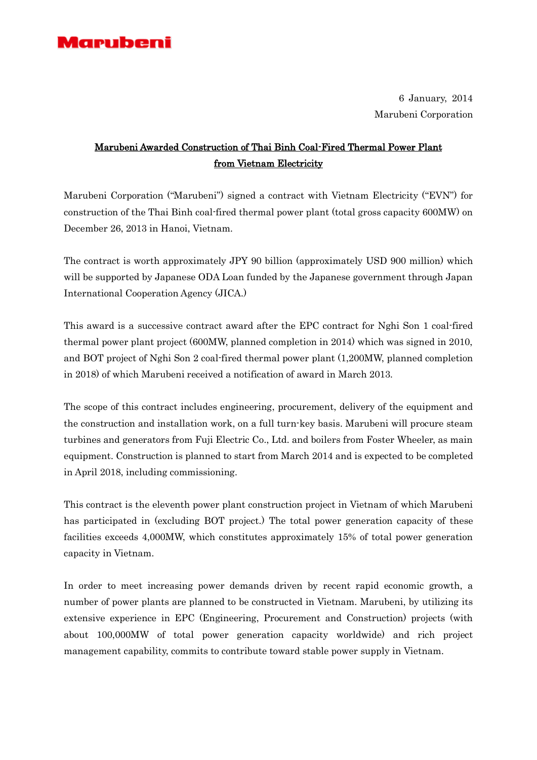Marubeni

6 January, 2014
Marubeni Corporation

## Marubeni Awarded Construction of Thai Binh Coal-Fired Thermal Power Plant from Vietnam Electricity

Marubeni Corporation ("Marubeni") signed a contract with Vietnam Electricity ("EVN") for construction of the Thai Binh coal-fired thermal power plant (total gross capacity 600MW) on December 26, 2013 in Hanoi, Vietnam.

The contract is worth approximately JPY 90 billion (approximately USD 900 million) which will be supported by Japanese ODA Loan funded by the Japanese government through Japan International Cooperation Agency (JICA.)

This award is a successive contract award after the EPC contract for Nghi Son 1 coal-fired thermal power plant project (600MW, planned completion in 2014) which was signed in 2010, and BOT project of Nghi Son 2 coal-fired thermal power plant (1,200MW, planned completion in 2018) of which Marubeni received a notification of award in March 2013.

The scope of this contract includes engineering, procurement, delivery of the equipment and the construction and installation work, on a full turn-key basis. Marubeni will procure steam turbines and generators from Fuji Electric Co., Ltd. and boilers from Foster Wheeler, as main equipment. Construction is planned to start from March 2014 and is expected to be completed in April 2018, including commissioning.

This contract is the eleventh power plant construction project in Vietnam of which Marubeni has participated in (excluding BOT project.) The total power generation capacity of these facilities exceeds 4,000MW, which constitutes approximately 15% of total power generation capacity in Vietnam.

In order to meet increasing power demands driven by recent rapid economic growth, a number of power plants are planned to be constructed in Vietnam. Marubeni, by utilizing its extensive experience in EPC (Engineering, Procurement and Construction) projects (with about 100,000MW of total power generation capacity worldwide) and rich project management capability, commits to contribute toward stable power supply in Vietnam.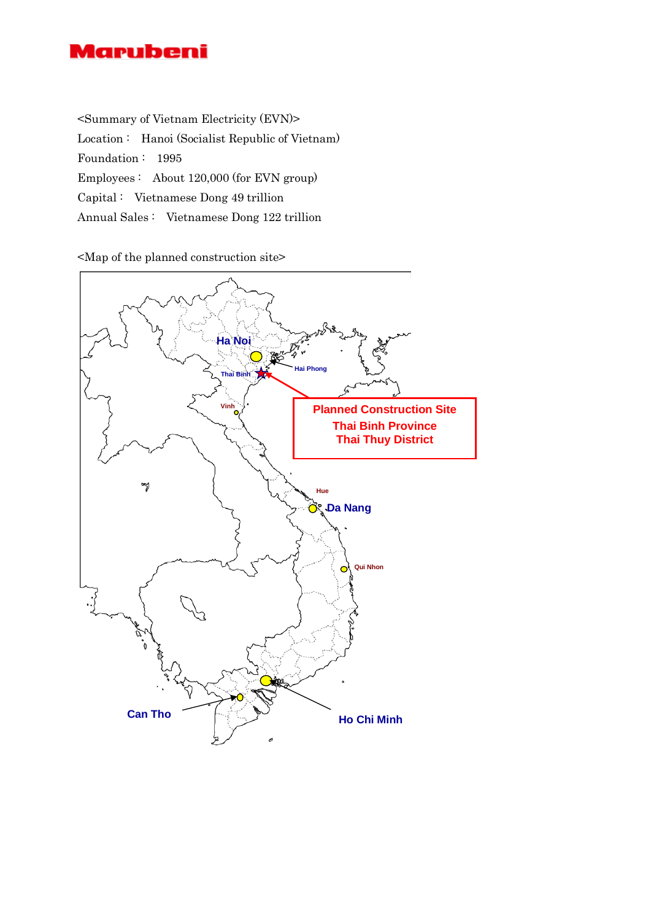Marubeni

<Summary of Vietnam Electricity (EVN)>

Location： Hanoi (Socialist Republic of Vietnam)

Foundation： 1995

Employees： About 120,000 (for EVN group)

Capital： Vietnamese Dong 49 trillion

Annual Sales： Vietnamese Dong 122 trillion

<Map of the planned construction site>

Ha Noi

Thai Binh

Hai Phong

Vinh

Planned Construction Site

Thai Binh Province

Thai Thuy District

Hue

Da Nang

Qui Nhon

Can Tho

Ho Chi Minh